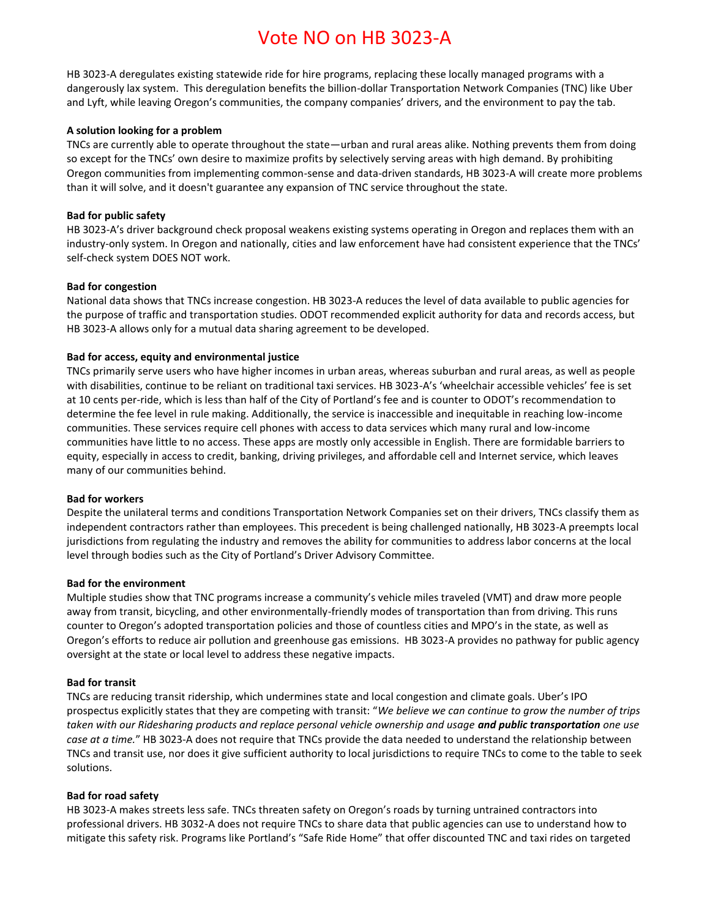# Vote NO on HB 3023-A

HB 3023-A deregulates existing statewide ride for hire programs, replacing these locally managed programs with a dangerously lax system. This deregulation benefits the billion-dollar Transportation Network Companies (TNC) like Uber and Lyft, while leaving Oregon's communities, the company companies' drivers, and the environment to pay the tab.

**A solution looking for a problem**
TNCs are currently able to operate throughout the state—urban and rural areas alike. Nothing prevents them from doing so except for the TNCs' own desire to maximize profits by selectively serving areas with high demand. By prohibiting Oregon communities from implementing common-sense and data-driven standards, HB 3023-A will create more problems than it will solve, and it doesn't guarantee any expansion of TNC service throughout the state.

**Bad for public safety**
HB 3023-A's driver background check proposal weakens existing systems operating in Oregon and replaces them with an industry-only system. In Oregon and nationally, cities and law enforcement have had consistent experience that the TNCs' self-check system DOES NOT work.

**Bad for congestion**
National data shows that TNCs increase congestion. HB 3023-A reduces the level of data available to public agencies for the purpose of traffic and transportation studies. ODOT recommended explicit authority for data and records access, but HB 3023-A allows only for a mutual data sharing agreement to be developed.

**Bad for access, equity and environmental justice**
TNCs primarily serve users who have higher incomes in urban areas, whereas suburban and rural areas, as well as people with disabilities, continue to be reliant on traditional taxi services. HB 3023-A's 'wheelchair accessible vehicles' fee is set at 10 cents per-ride, which is less than half of the City of Portland's fee and is counter to ODOT's recommendation to determine the fee level in rule making. Additionally, the service is inaccessible and inequitable in reaching low-income communities. These services require cell phones with access to data services which many rural and low-income communities have little to no access. These apps are mostly only accessible in English. There are formidable barriers to equity, especially in access to credit, banking, driving privileges, and affordable cell and Internet service, which leaves many of our communities behind.

**Bad for workers**
Despite the unilateral terms and conditions Transportation Network Companies set on their drivers, TNCs classify them as independent contractors rather than employees. This precedent is being challenged nationally, HB 3023-A preempts local jurisdictions from regulating the industry and removes the ability for communities to address labor concerns at the local level through bodies such as the City of Portland's Driver Advisory Committee.

**Bad for the environment**
Multiple studies show that TNC programs increase a community's vehicle miles traveled (VMT) and draw more people away from transit, bicycling, and other environmentally-friendly modes of transportation than from driving. This runs counter to Oregon's adopted transportation policies and those of countless cities and MPO's in the state, as well as Oregon's efforts to reduce air pollution and greenhouse gas emissions. HB 3023-A provides no pathway for public agency oversight at the state or local level to address these negative impacts.

**Bad for transit**
TNCs are reducing transit ridership, which undermines state and local congestion and climate goals. Uber's IPO prospectus explicitly states that they are competing with transit: "*We believe we can continue to grow the number of trips taken with our Ridesharing products and replace personal vehicle ownership and usage **and public transportation** one use case at a time.*" HB 3023-A does not require that TNCs provide the data needed to understand the relationship between TNCs and transit use, nor does it give sufficient authority to local jurisdictions to require TNCs to come to the table to seek solutions.

**Bad for road safety**
HB 3023-A makes streets less safe. TNCs threaten safety on Oregon's roads by turning untrained contractors into professional drivers. HB 3032-A does not require TNCs to share data that public agencies can use to understand how to mitigate this safety risk. Programs like Portland's "Safe Ride Home" that offer discounted TNC and taxi rides on targeted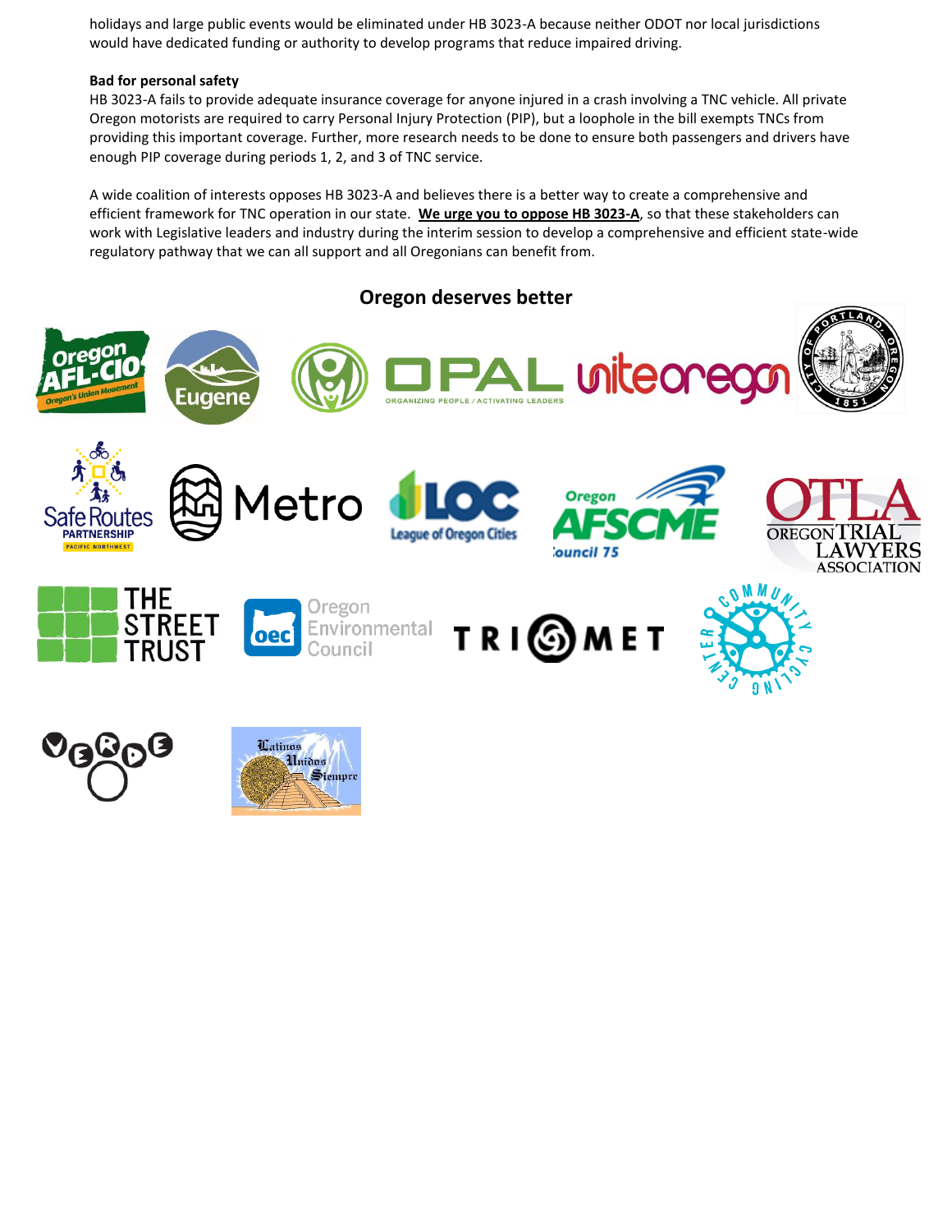holidays and large public events would be eliminated under HB 3023-A because neither ODOT nor local jurisdictions would have dedicated funding or authority to develop programs that reduce impaired driving.

**Bad for personal safety**

HB 3023-A fails to provide adequate insurance coverage for anyone injured in a crash involving a TNC vehicle. All private Oregon motorists are required to carry Personal Injury Protection (PIP), but a loophole in the bill exempts TNCs from providing this important coverage. Further, more research needs to be done to ensure both passengers and drivers have enough PIP coverage during periods 1, 2, and 3 of TNC service.

A wide coalition of interests opposes HB 3023-A and believes there is a better way to create a comprehensive and efficient framework for TNC operation in our state. **We urge you to oppose HB 3023-A**, so that these stakeholders can work with Legislative leaders and industry during the interim session to develop a comprehensive and efficient state-wide regulatory pathway that we can all support and all Oregonians can benefit from.

## Oregon deserves better

Oregon AFL-CIO Oregon's Union Movement

Eugene

OPAL Organizing People / Activating Leaders

uniteoregon

City of Portland Oregon 1851

Safe Routes Partnership Pacific Northwest

Metro

LOC League of Oregon Cities

Oregon AFSCME Council 75

OTLA Oregon Trial Lawyers Association

The Street Trust

oec Oregon Environmental Council

TriMet

Community Cycling Center

Verde

Latinos Unidos Siempre